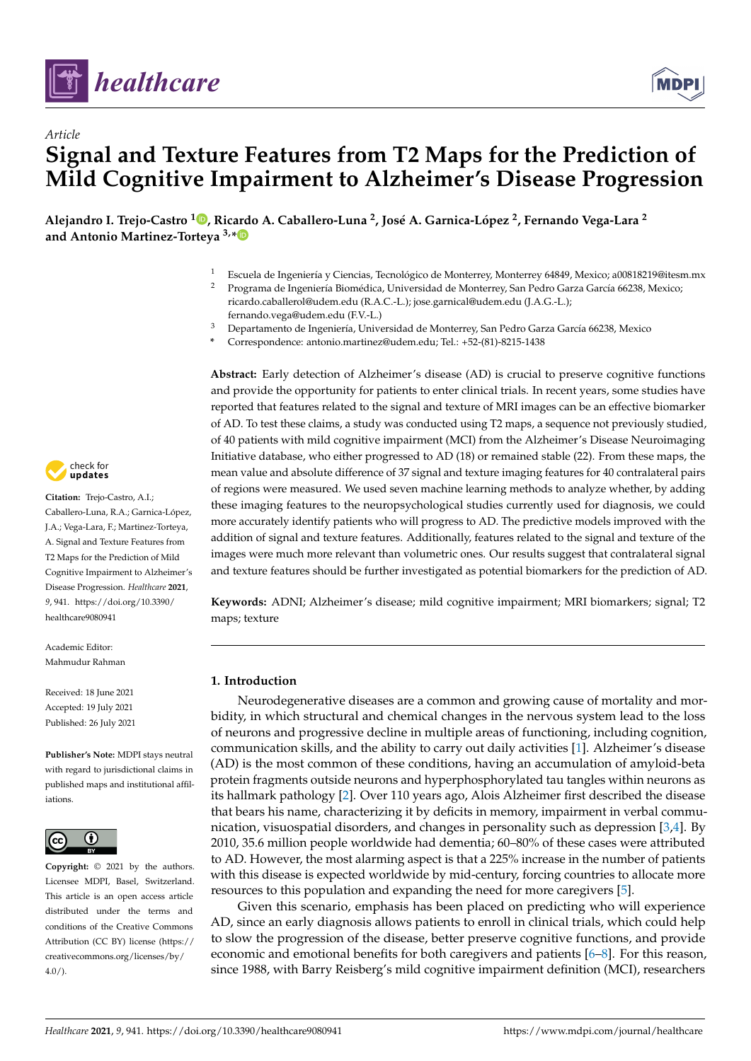*Article*

# Signal and Texture Features from T2 Maps for the Prediction of Mild Cognitive Impairment to Alzheimer's Disease Progression

**Alejandro I. Trejo-Castro [1], Ricardo A. Caballero-Luna [2], José A. Garnica-López [2], Fernando Vega-Lara [2] and Antonio Martinez-Torteya [3,*]**

[1] Escuela de Ingeniería y Ciencias, Tecnológico de Monterrey, Monterrey 64849, Mexico; a00818219@itesm.mx
[2] Programa de Ingeniería Biomédica, Universidad de Monterrey, San Pedro Garza García 66238, Mexico; ricardo.caballerol@udem.edu (R.A.C.-L.); jose.garnical@udem.edu (J.A.G.-L.); fernando.vega@udem.edu (F.V.-L.)
[3] Departamento de Ingeniería, Universidad de Monterrey, San Pedro Garza García 66238, Mexico
\* Correspondence: antonio.martinez@udem.edu; Tel.: +52-(81)-8215-1438

**Abstract:** Early detection of Alzheimer's disease (AD) is crucial to preserve cognitive functions and provide the opportunity for patients to enter clinical trials. In recent years, some studies have reported that features related to the signal and texture of MRI images can be an effective biomarker of AD. To test these claims, a study was conducted using T2 maps, a sequence not previously studied, of 40 patients with mild cognitive impairment (MCI) from the Alzheimer's Disease Neuroimaging Initiative database, who either progressed to AD (18) or remained stable (22). From these maps, the mean value and absolute difference of 37 signal and texture imaging features for 40 contralateral pairs of regions were measured. We used seven machine learning methods to analyze whether, by adding these imaging features to the neuropsychological studies currently used for diagnosis, we could more accurately identify patients who will progress to AD. The predictive models improved with the addition of signal and texture features. Additionally, features related to the signal and texture of the images were much more relevant than volumetric ones. Our results suggest that contralateral signal and texture features should be further investigated as potential biomarkers for the prediction of AD.

**Keywords:** ADNI; Alzheimer's disease; mild cognitive impairment; MRI biomarkers; signal; T2 maps; texture

**Citation:** Trejo-Castro, A.I.; Caballero-Luna, R.A.; Garnica-López, J.A.; Vega-Lara, F.; Martinez-Torteya, A. Signal and Texture Features from T2 Maps for the Prediction of Mild Cognitive Impairment to Alzheimer's Disease Progression. *Healthcare* **2021**, *9*, 941. https://doi.org/10.3390/healthcare9080941

Academic Editor: Mahmudur Rahman

Received: 18 June 2021
Accepted: 19 July 2021
Published: 26 July 2021

**Publisher's Note:** MDPI stays neutral with regard to jurisdictional claims in published maps and institutional affiliations.

**Copyright:** © 2021 by the authors. Licensee MDPI, Basel, Switzerland. This article is an open access article distributed under the terms and conditions of the Creative Commons Attribution (CC BY) license (https://creativecommons.org/licenses/by/4.0/).

## 1. Introduction

Neurodegenerative diseases are a common and growing cause of mortality and morbidity, in which structural and chemical changes in the nervous system lead to the loss of neurons and progressive decline in multiple areas of functioning, including cognition, communication skills, and the ability to carry out daily activities [1]. Alzheimer's disease (AD) is the most common of these conditions, having an accumulation of amyloid-beta protein fragments outside neurons and hyperphosphorylated tau tangles within neurons as its hallmark pathology [2]. Over 110 years ago, Alois Alzheimer first described the disease that bears his name, characterizing it by deficits in memory, impairment in verbal communication, visuospatial disorders, and changes in personality such as depression [3,4]. By 2010, 35.6 million people worldwide had dementia; 60–80% of these cases were attributed to AD. However, the most alarming aspect is that a 225% increase in the number of patients with this disease is expected worldwide by mid-century, forcing countries to allocate more resources to this population and expanding the need for more caregivers [5].

Given this scenario, emphasis has been placed on predicting who will experience AD, since an early diagnosis allows patients to enroll in clinical trials, which could help to slow the progression of the disease, better preserve cognitive functions, and provide economic and emotional benefits for both caregivers and patients [6–8]. For this reason, since 1988, with Barry Reisberg's mild cognitive impairment definition (MCI), researchers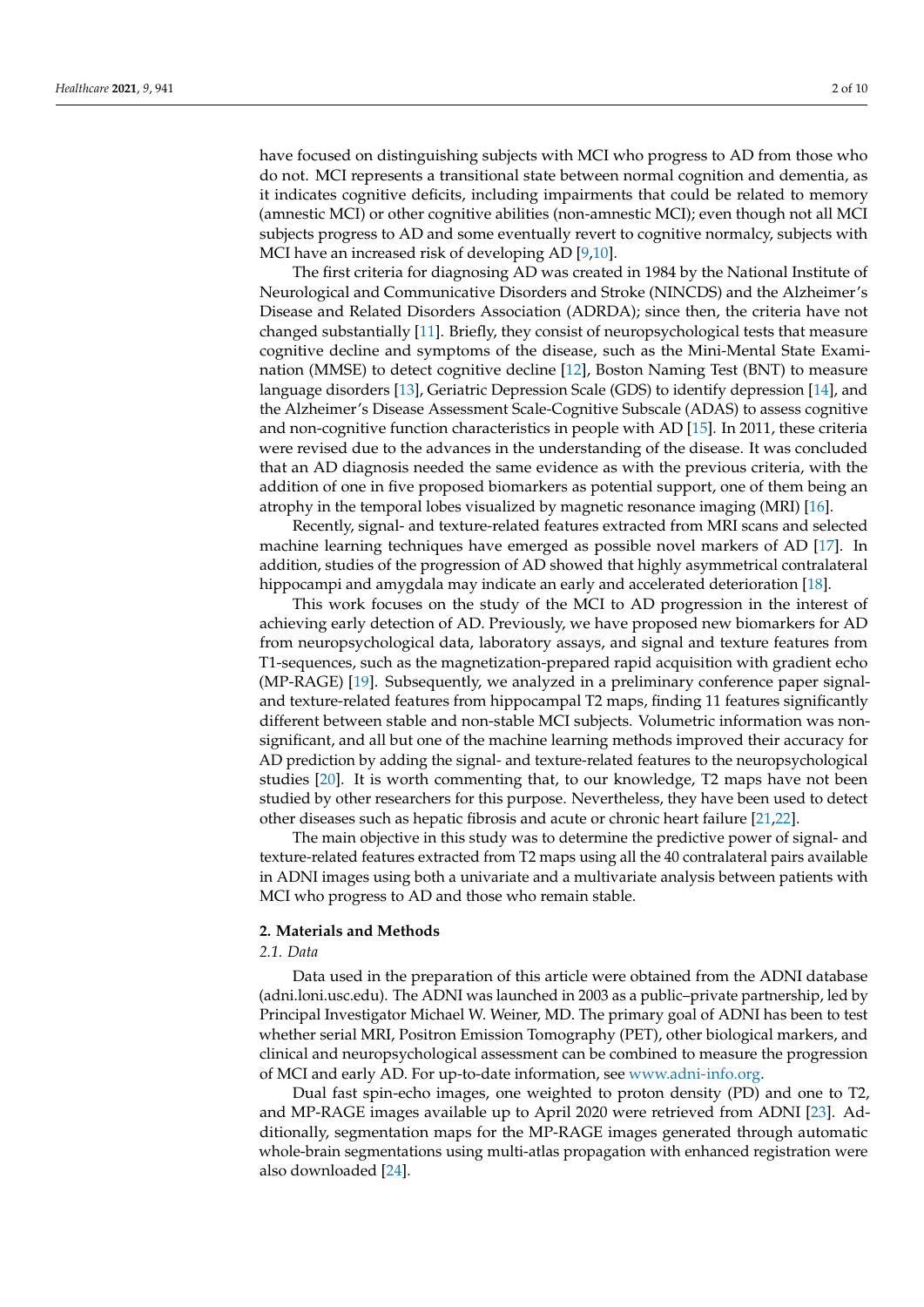have focused on distinguishing subjects with MCI who progress to AD from those who do not. MCI represents a transitional state between normal cognition and dementia, as it indicates cognitive deficits, including impairments that could be related to memory (amnestic MCI) or other cognitive abilities (non-amnestic MCI); even though not all MCI subjects progress to AD and some eventually revert to cognitive normalcy, subjects with MCI have an increased risk of developing AD [9,10].

The first criteria for diagnosing AD was created in 1984 by the National Institute of Neurological and Communicative Disorders and Stroke (NINCDS) and the Alzheimer's Disease and Related Disorders Association (ADRDA); since then, the criteria have not changed substantially [11]. Briefly, they consist of neuropsychological tests that measure cognitive decline and symptoms of the disease, such as the Mini-Mental State Examination (MMSE) to detect cognitive decline [12], Boston Naming Test (BNT) to measure language disorders [13], Geriatric Depression Scale (GDS) to identify depression [14], and the Alzheimer's Disease Assessment Scale-Cognitive Subscale (ADAS) to assess cognitive and non-cognitive function characteristics in people with AD [15]. In 2011, these criteria were revised due to the advances in the understanding of the disease. It was concluded that an AD diagnosis needed the same evidence as with the previous criteria, with the addition of one in five proposed biomarkers as potential support, one of them being an atrophy in the temporal lobes visualized by magnetic resonance imaging (MRI) [16].

Recently, signal- and texture-related features extracted from MRI scans and selected machine learning techniques have emerged as possible novel markers of AD [17]. In addition, studies of the progression of AD showed that highly asymmetrical contralateral hippocampi and amygdala may indicate an early and accelerated deterioration [18].

This work focuses on the study of the MCI to AD progression in the interest of achieving early detection of AD. Previously, we have proposed new biomarkers for AD from neuropsychological data, laboratory assays, and signal and texture features from T1-sequences, such as the magnetization-prepared rapid acquisition with gradient echo (MP-RAGE) [19]. Subsequently, we analyzed in a preliminary conference paper signal- and texture-related features from hippocampal T2 maps, finding 11 features significantly different between stable and non-stable MCI subjects. Volumetric information was non-significant, and all but one of the machine learning methods improved their accuracy for AD prediction by adding the signal- and texture-related features to the neuropsychological studies [20]. It is worth commenting that, to our knowledge, T2 maps have not been studied by other researchers for this purpose. Nevertheless, they have been used to detect other diseases such as hepatic fibrosis and acute or chronic heart failure [21,22].

The main objective in this study was to determine the predictive power of signal- and texture-related features extracted from T2 maps using all the 40 contralateral pairs available in ADNI images using both a univariate and a multivariate analysis between patients with MCI who progress to AD and those who remain stable.

## 2. Materials and Methods

### *2.1. Data*

Data used in the preparation of this article were obtained from the ADNI database (adni.loni.usc.edu). The ADNI was launched in 2003 as a public–private partnership, led by Principal Investigator Michael W. Weiner, MD. The primary goal of ADNI has been to test whether serial MRI, Positron Emission Tomography (PET), other biological markers, and clinical and neuropsychological assessment can be combined to measure the progression of MCI and early AD. For up-to-date information, see www.adni-info.org.

Dual fast spin-echo images, one weighted to proton density (PD) and one to T2, and MP-RAGE images available up to April 2020 were retrieved from ADNI [23]. Additionally, segmentation maps for the MP-RAGE images generated through automatic whole-brain segmentations using multi-atlas propagation with enhanced registration were also downloaded [24].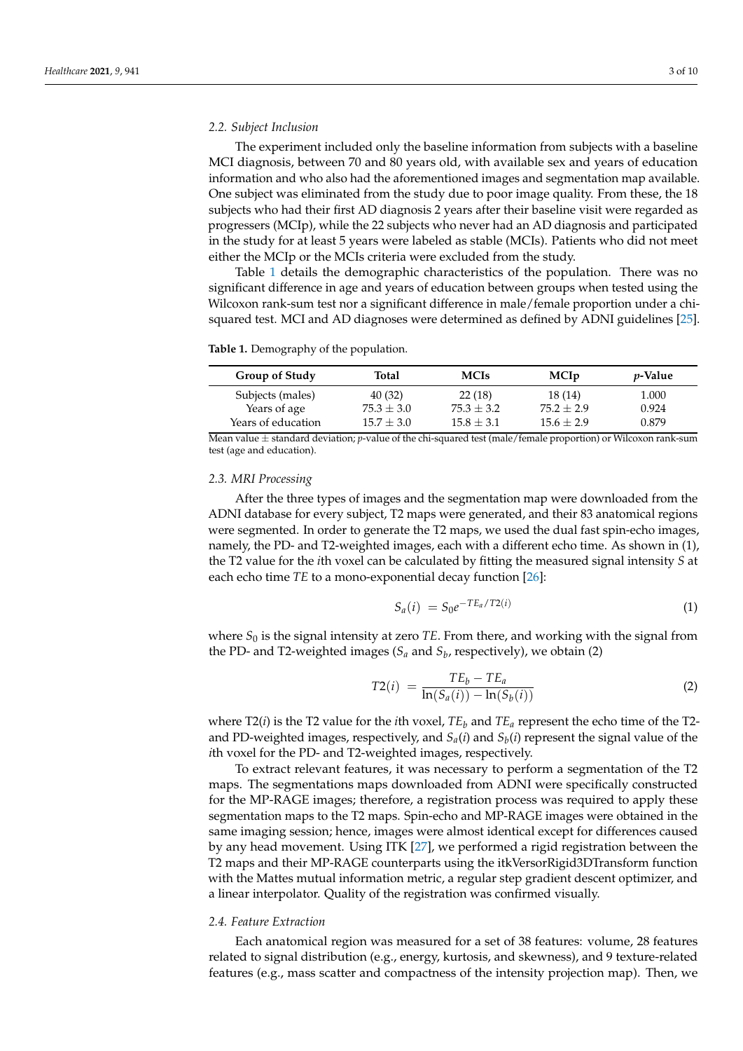### 2.2. Subject Inclusion

The experiment included only the baseline information from subjects with a baseline MCI diagnosis, between 70 and 80 years old, with available sex and years of education information and who also had the aforementioned images and segmentation map available. One subject was eliminated from the study due to poor image quality. From these, the 18 subjects who had their first AD diagnosis 2 years after their baseline visit were regarded as progressers (MCIp), while the 22 subjects who never had an AD diagnosis and participated in the study for at least 5 years were labeled as stable (MCIs). Patients who did not meet either the MCIp or the MCIs criteria were excluded from the study.

Table 1 details the demographic characteristics of the population. There was no significant difference in age and years of education between groups when tested using the Wilcoxon rank-sum test nor a significant difference in male/female proportion under a chi-squared test. MCI and AD diagnoses were determined as defined by ADNI guidelines [25].

**Table 1.** Demography of the population.

| Group of Study | Total | MCIs | MCIp | *p*-Value |
|---|---|---|---|---|
| Subjects (males) | 40 (32) | 22 (18) | 18 (14) | 1.000 |
| Years of age | $75.3 \pm 3.0$ | $75.3 \pm 3.2$ | $75.2 \pm 2.9$ | 0.924 |
| Years of education | $15.7 \pm 3.0$ | $15.8 \pm 3.1$ | $15.6 \pm 2.9$ | 0.879 |

Mean value $\pm$ standard deviation; *p*-value of the chi-squared test (male/female proportion) or Wilcoxon rank-sum test (age and education).

### 2.3. MRI Processing

After the three types of images and the segmentation map were downloaded from the ADNI database for every subject, T2 maps were generated, and their 83 anatomical regions were segmented. In order to generate the T2 maps, we used the dual fast spin-echo images, namely, the PD- and T2-weighted images, each with a different echo time. As shown in (1), the T2 value for the $i$th voxel can be calculated by fitting the measured signal intensity $S$ at each echo time $TE$ to a mono-exponential decay function [26]:

$$S_a(i) = S_0 e^{-TE_a/T2(i)} \tag{1}$$

where $S_0$ is the signal intensity at zero $TE$. From there, and working with the signal from the PD- and T2-weighted images ($S_a$ and $S_b$, respectively), we obtain (2)

$$T2(i) = \frac{TE_b - TE_a}{\ln(S_a(i)) - \ln(S_b(i))} \tag{2}$$

where T2($i$) is the T2 value for the $i$th voxel, $TE_b$ and $TE_a$ represent the echo time of the T2- and PD-weighted images, respectively, and $S_a(i)$ and $S_b(i)$ represent the signal value of the $i$th voxel for the PD- and T2-weighted images, respectively.

To extract relevant features, it was necessary to perform a segmentation of the T2 maps. The segmentations maps downloaded from ADNI were specifically constructed for the MP-RAGE images; therefore, a registration process was required to apply these segmentation maps to the T2 maps. Spin-echo and MP-RAGE images were obtained in the same imaging session; hence, images were almost identical except for differences caused by any head movement. Using ITK [27], we performed a rigid registration between the T2 maps and their MP-RAGE counterparts using the itkVersorRigid3DTransform function with the Mattes mutual information metric, a regular step gradient descent optimizer, and a linear interpolator. Quality of the registration was confirmed visually.

### 2.4. Feature Extraction

Each anatomical region was measured for a set of 38 features: volume, 28 features related to signal distribution (e.g., energy, kurtosis, and skewness), and 9 texture-related features (e.g., mass scatter and compactness of the intensity projection map). Then, we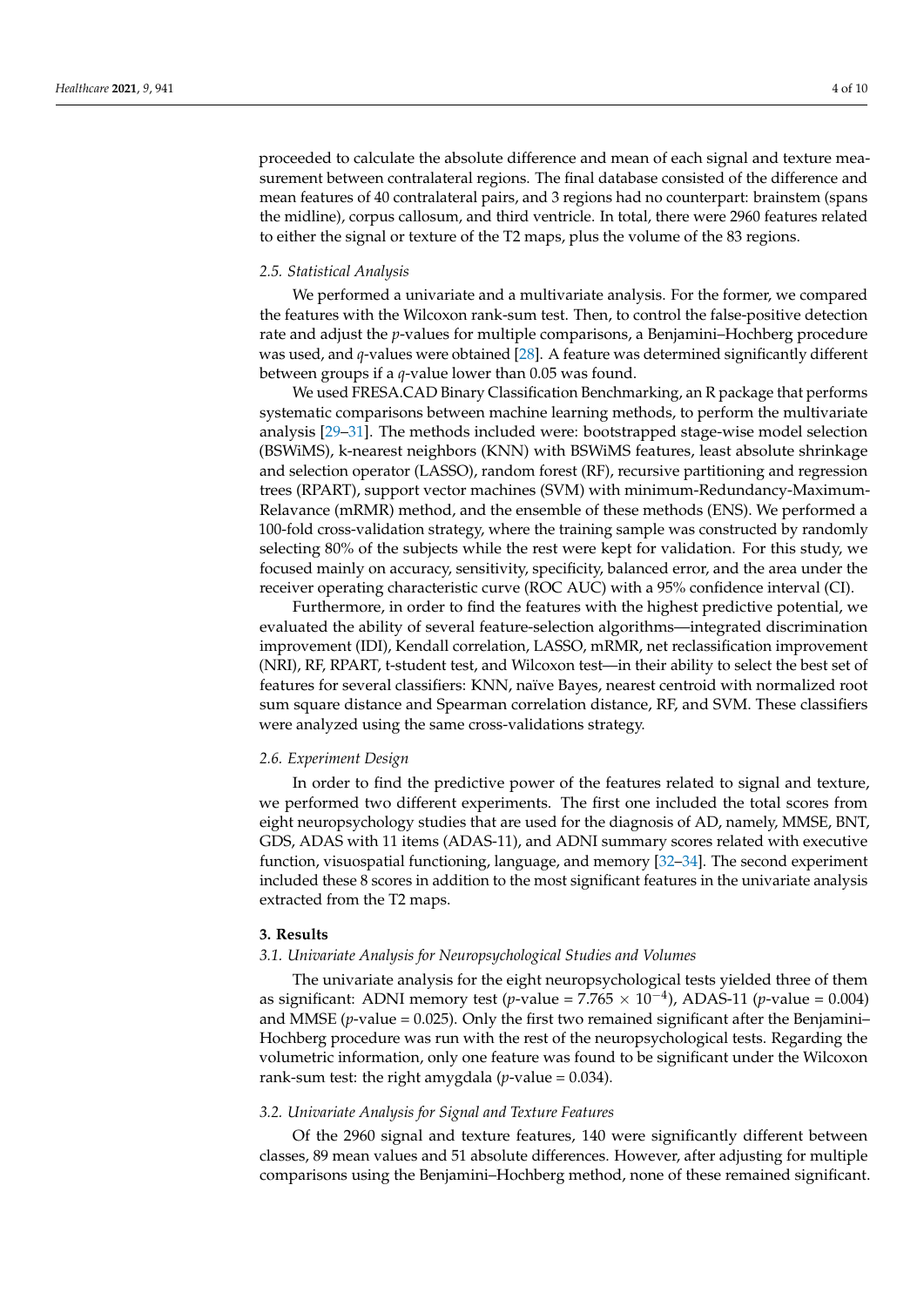proceeded to calculate the absolute difference and mean of each signal and texture measurement between contralateral regions. The final database consisted of the difference and mean features of 40 contralateral pairs, and 3 regions had no counterpart: brainstem (spans the midline), corpus callosum, and third ventricle. In total, there were 2960 features related to either the signal or texture of the T2 maps, plus the volume of the 83 regions.

### *2.5. Statistical Analysis*

We performed a univariate and a multivariate analysis. For the former, we compared the features with the Wilcoxon rank-sum test. Then, to control the false-positive detection rate and adjust the *p*-values for multiple comparisons, a Benjamini–Hochberg procedure was used, and *q*-values were obtained [28]. A feature was determined significantly different between groups if a *q*-value lower than 0.05 was found.

We used FRESA.CAD Binary Classification Benchmarking, an R package that performs systematic comparisons between machine learning methods, to perform the multivariate analysis [29–31]. The methods included were: bootstrapped stage-wise model selection (BSWiMS), k-nearest neighbors (KNN) with BSWiMS features, least absolute shrinkage and selection operator (LASSO), random forest (RF), recursive partitioning and regression trees (RPART), support vector machines (SVM) with minimum-Redundancy-Maximum-Relavance (mRMR) method, and the ensemble of these methods (ENS). We performed a 100-fold cross-validation strategy, where the training sample was constructed by randomly selecting 80% of the subjects while the rest were kept for validation. For this study, we focused mainly on accuracy, sensitivity, specificity, balanced error, and the area under the receiver operating characteristic curve (ROC AUC) with a 95% confidence interval (CI).

Furthermore, in order to find the features with the highest predictive potential, we evaluated the ability of several feature-selection algorithms—integrated discrimination improvement (IDI), Kendall correlation, LASSO, mRMR, net reclassification improvement (NRI), RF, RPART, t-student test, and Wilcoxon test—in their ability to select the best set of features for several classifiers: KNN, naïve Bayes, nearest centroid with normalized root sum square distance and Spearman correlation distance, RF, and SVM. These classifiers were analyzed using the same cross-validations strategy.

### *2.6. Experiment Design*

In order to find the predictive power of the features related to signal and texture, we performed two different experiments. The first one included the total scores from eight neuropsychology studies that are used for the diagnosis of AD, namely, MMSE, BNT, GDS, ADAS with 11 items (ADAS-11), and ADNI summary scores related with executive function, visuospatial functioning, language, and memory [32–34]. The second experiment included these 8 scores in addition to the most significant features in the univariate analysis extracted from the T2 maps.

## **3. Results**

### *3.1. Univariate Analysis for Neuropsychological Studies and Volumes*

The univariate analysis for the eight neuropsychological tests yielded three of them as significant: ADNI memory test (*p*-value = $7.765 \times 10^{-4}$), ADAS-11 (*p*-value = 0.004) and MMSE (*p*-value = 0.025). Only the first two remained significant after the Benjamini–Hochberg procedure was run with the rest of the neuropsychological tests. Regarding the volumetric information, only one feature was found to be significant under the Wilcoxon rank-sum test: the right amygdala (*p*-value = 0.034).

### *3.2. Univariate Analysis for Signal and Texture Features*

Of the 2960 signal and texture features, 140 were significantly different between classes, 89 mean values and 51 absolute differences. However, after adjusting for multiple comparisons using the Benjamini–Hochberg method, none of these remained significant.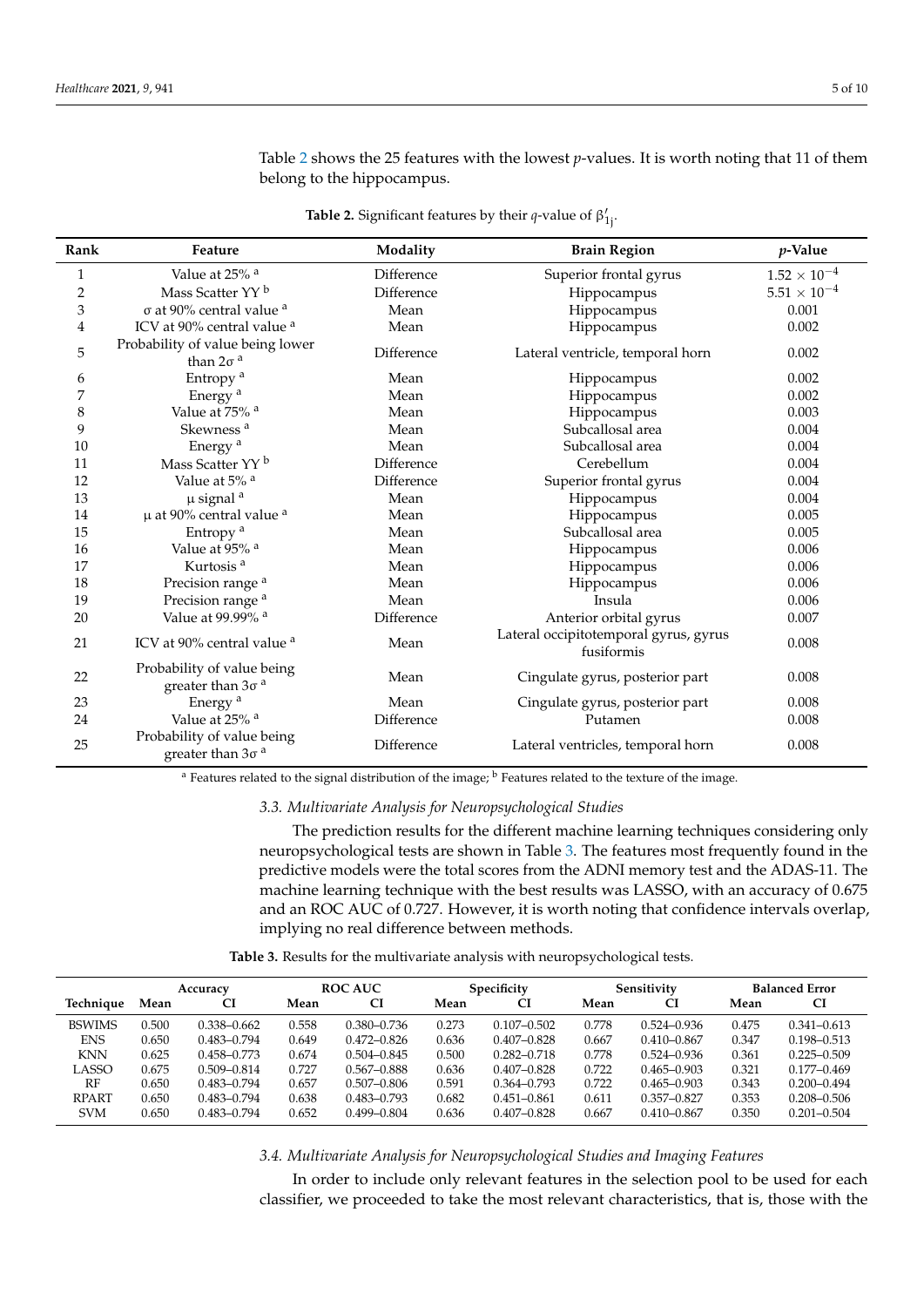Table 2 shows the 25 features with the lowest $p$-values. It is worth noting that 11 of them belong to the hippocampus.

**Table 2.** Significant features by their $q$-value of $\beta'_{1j}$.

| Rank | Feature | Modality | Brain Region | $p$-Value |
|---|---|---|---|---|
| 1 | Value at 25% [a] | Difference | Superior frontal gyrus | $1.52 \times 10^{-4}$ |
| 2 | Mass Scatter YY [b] | Difference | Hippocampus | $5.51 \times 10^{-4}$ |
| 3 | $\sigma$ at 90% central value [a] | Mean | Hippocampus | 0.001 |
| 4 | ICV at 90% central value [a] | Mean | Hippocampus | 0.002 |
| 5 | Probability of value being lower than $2\sigma$ [a] | Difference | Lateral ventricle, temporal horn | 0.002 |
| 6 | Entropy [a] | Mean | Hippocampus | 0.002 |
| 7 | Energy [a] | Mean | Hippocampus | 0.002 |
| 8 | Value at 75% [a] | Mean | Hippocampus | 0.003 |
| 9 | Skewness [a] | Mean | Subcallosal area | 0.004 |
| 10 | Energy [a] | Mean | Subcallosal area | 0.004 |
| 11 | Mass Scatter YY [b] | Difference | Cerebellum | 0.004 |
| 12 | Value at 5% [a] | Difference | Superior frontal gyrus | 0.004 |
| 13 | $\mu$ signal [a] | Mean | Hippocampus | 0.004 |
| 14 | $\mu$ at 90% central value [a] | Mean | Hippocampus | 0.005 |
| 15 | Entropy [a] | Mean | Subcallosal area | 0.005 |
| 16 | Value at 95% [a] | Mean | Hippocampus | 0.006 |
| 17 | Kurtosis [a] | Mean | Hippocampus | 0.006 |
| 18 | Precision range [a] | Mean | Hippocampus | 0.006 |
| 19 | Precision range [a] | Mean | Insula | 0.006 |
| 20 | Value at 99.99% [a] | Difference | Anterior orbital gyrus | 0.007 |
| 21 | ICV at 90% central value [a] | Mean | Lateral occipitotemporal gyrus, gyrus fusiformis | 0.008 |
| 22 | Probability of value being greater than $3\sigma$ [a] | Mean | Cingulate gyrus, posterior part | 0.008 |
| 23 | Energy [a] | Mean | Cingulate gyrus, posterior part | 0.008 |
| 24 | Value at 25% [a] | Difference | Putamen | 0.008 |
| 25 | Probability of value being greater than $3\sigma$ [a] | Difference | Lateral ventricles, temporal horn | 0.008 |

[a] Features related to the signal distribution of the image; [b] Features related to the texture of the image.

### 3.3. Multivariate Analysis for Neuropsychological Studies

The prediction results for the different machine learning techniques considering only neuropsychological tests are shown in Table 3. The features most frequently found in the predictive models were the total scores from the ADNI memory test and the ADAS-11. The machine learning technique with the best results was LASSO, with an accuracy of 0.675 and an ROC AUC of 0.727. However, it is worth noting that confidence intervals overlap, implying no real difference between methods.

**Table 3.** Results for the multivariate analysis with neuropsychological tests.

| | Accuracy | | ROC AUC | | Specificity | | Sensitivity | | Balanced Error | |
|---|---|---|---|---|---|---|---|---|---|---|
| Technique | Mean | CI | Mean | CI | Mean | CI | Mean | CI | Mean | CI |
| BSWIMS | 0.500 | 0.338–0.662 | 0.558 | 0.380–0.736 | 0.273 | 0.107–0.502 | 0.778 | 0.524–0.936 | 0.475 | 0.341–0.613 |
| ENS | 0.650 | 0.483–0.794 | 0.649 | 0.472–0.826 | 0.636 | 0.407–0.828 | 0.667 | 0.410–0.867 | 0.347 | 0.198–0.513 |
| KNN | 0.625 | 0.458–0.773 | 0.674 | 0.504–0.845 | 0.500 | 0.282–0.718 | 0.778 | 0.524–0.936 | 0.361 | 0.225–0.509 |
| LASSO | 0.675 | 0.509–0.814 | 0.727 | 0.567–0.888 | 0.636 | 0.407–0.828 | 0.722 | 0.465–0.903 | 0.321 | 0.177–0.469 |
| RF | 0.650 | 0.483–0.794 | 0.657 | 0.507–0.806 | 0.591 | 0.364–0.793 | 0.722 | 0.465–0.903 | 0.343 | 0.200–0.494 |
| RPART | 0.650 | 0.483–0.794 | 0.638 | 0.483–0.793 | 0.682 | 0.451–0.861 | 0.611 | 0.357–0.827 | 0.353 | 0.208–0.506 |
| SVM | 0.650 | 0.483–0.794 | 0.652 | 0.499–0.804 | 0.636 | 0.407–0.828 | 0.667 | 0.410–0.867 | 0.350 | 0.201–0.504 |

### 3.4. Multivariate Analysis for Neuropsychological Studies and Imaging Features

In order to include only relevant features in the selection pool to be used for each classifier, we proceeded to take the most relevant characteristics, that is, those with the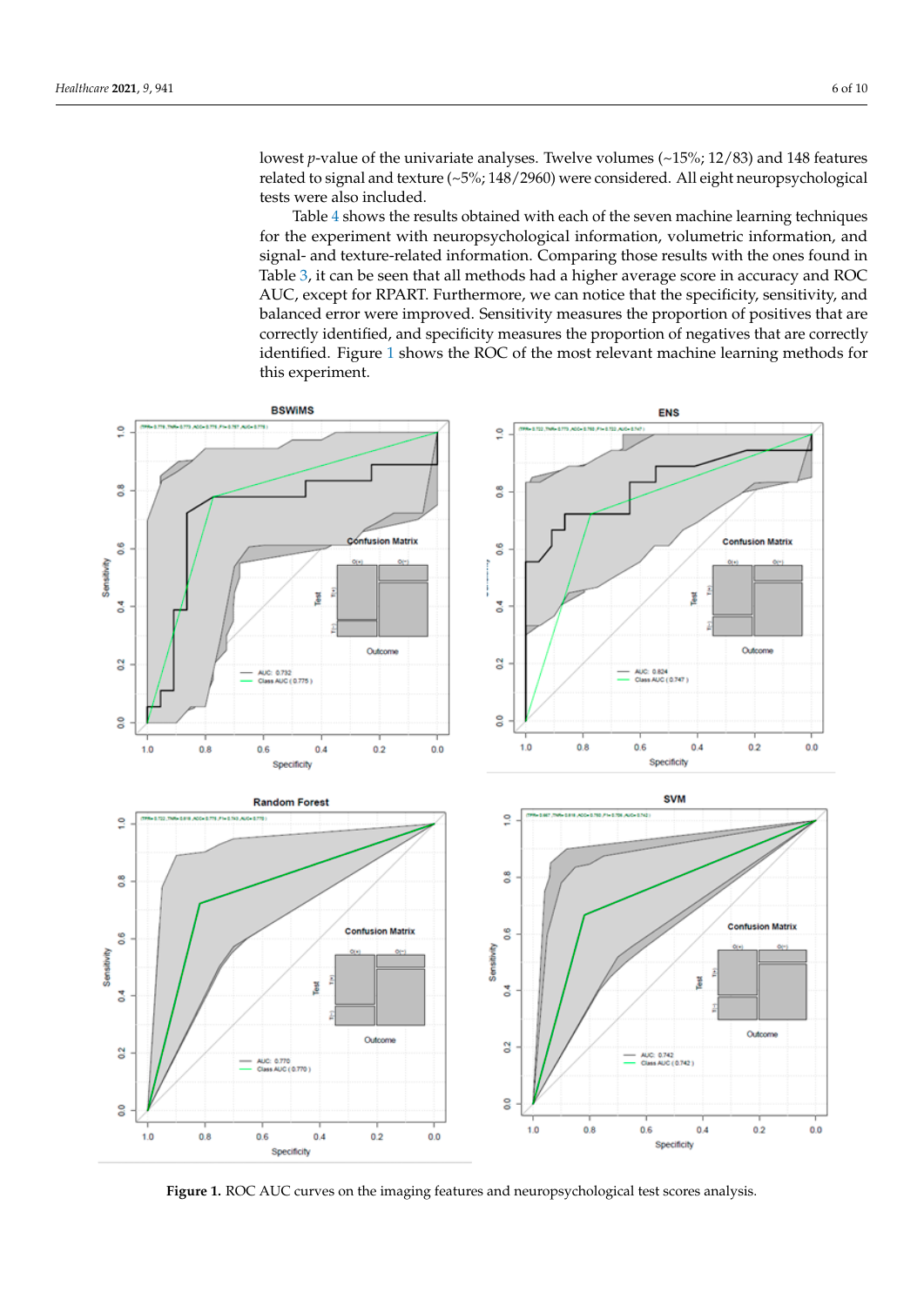lowest $p$-value of the univariate analyses. Twelve volumes (~15%; 12/83) and 148 features related to signal and texture (~5%; 148/2960) were considered. All eight neuropsychological tests were also included.

Table 4 shows the results obtained with each of the seven machine learning techniques for the experiment with neuropsychological information, volumetric information, and signal- and texture-related information. Comparing those results with the ones found in Table 3, it can be seen that all methods had a higher average score in accuracy and ROC AUC, except for RPART. Furthermore, we can notice that the specificity, sensitivity, and balanced error were improved. Sensitivity measures the proportion of positives that are correctly identified, and specificity measures the proportion of negatives that are correctly identified. Figure 1 shows the ROC of the most relevant machine learning methods for this experiment.

**Figure 1.** ROC AUC curves on the imaging features and neuropsychological test scores analysis.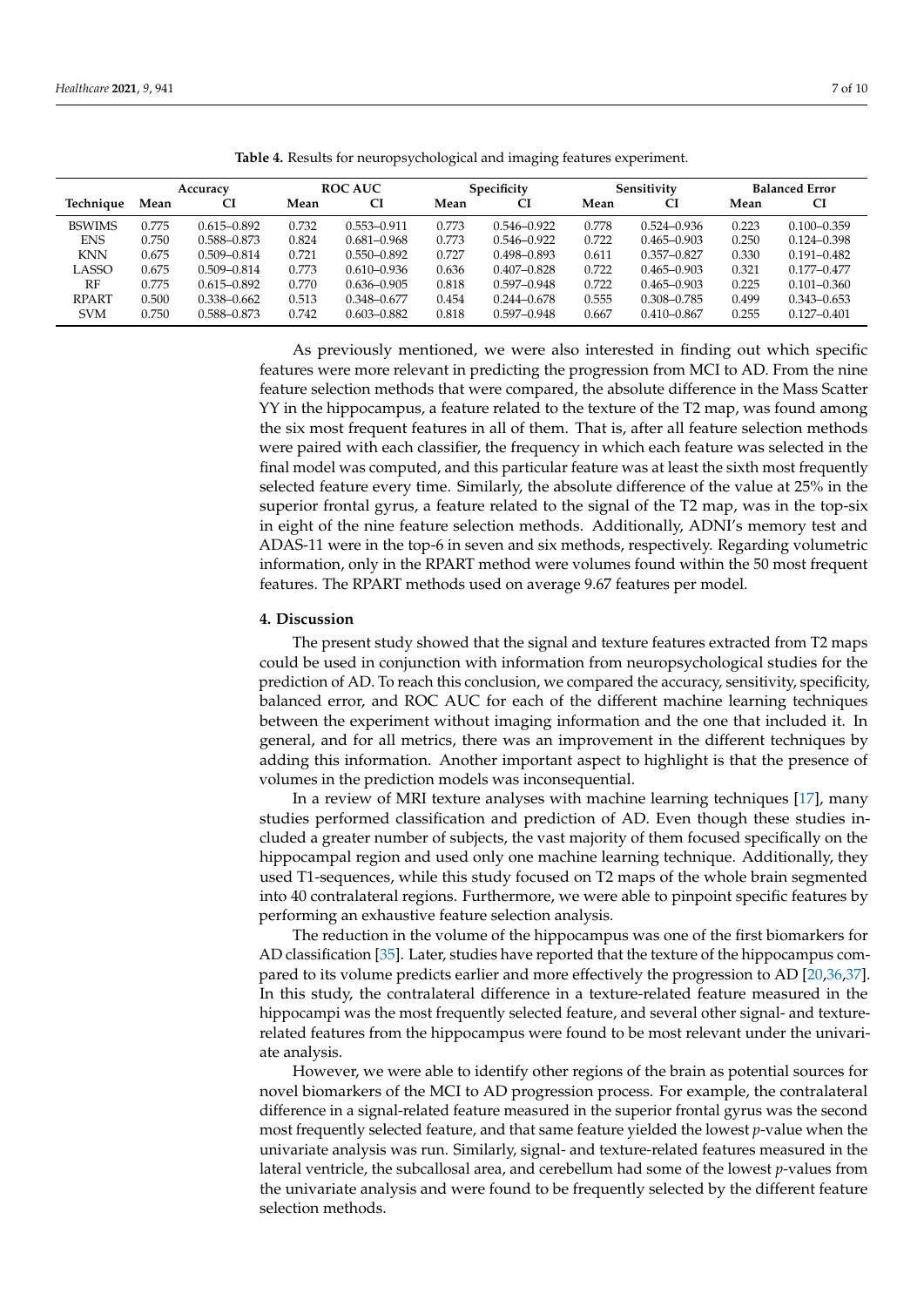**Table 4.** Results for neuropsychological and imaging features experiment.

| Technique | Accuracy | | ROC AUC | | Specificity | | Sensitivity | | Balanced Error | |
|---|---|---|---|---|---|---|---|---|---|---|
| | Mean | CI | Mean | CI | Mean | CI | Mean | CI | Mean | CI |
| BSWIMS | 0.775 | 0.615–0.892 | 0.732 | 0.553–0.911 | 0.773 | 0.546–0.922 | 0.778 | 0.524–0.936 | 0.223 | 0.100–0.359 |
| ENS | 0.750 | 0.588–0.873 | 0.824 | 0.681–0.968 | 0.773 | 0.546–0.922 | 0.722 | 0.465–0.903 | 0.250 | 0.124–0.398 |
| KNN | 0.675 | 0.509–0.814 | 0.721 | 0.550–0.892 | 0.727 | 0.498–0.893 | 0.611 | 0.357–0.827 | 0.330 | 0.191–0.482 |
| LASSO | 0.675 | 0.509–0.814 | 0.773 | 0.610–0.936 | 0.636 | 0.407–0.828 | 0.722 | 0.465–0.903 | 0.321 | 0.177–0.477 |
| RF | 0.775 | 0.615–0.892 | 0.770 | 0.636–0.905 | 0.818 | 0.597–0.948 | 0.722 | 0.465–0.903 | 0.225 | 0.101–0.360 |
| RPART | 0.500 | 0.338–0.662 | 0.513 | 0.348–0.677 | 0.454 | 0.244–0.678 | 0.555 | 0.308–0.785 | 0.499 | 0.343–0.653 |
| SVM | 0.750 | 0.588–0.873 | 0.742 | 0.603–0.882 | 0.818 | 0.597–0.948 | 0.667 | 0.410–0.867 | 0.255 | 0.127–0.401 |

As previously mentioned, we were also interested in finding out which specific features were more relevant in predicting the progression from MCI to AD. From the nine feature selection methods that were compared, the absolute difference in the Mass Scatter YY in the hippocampus, a feature related to the texture of the T2 map, was found among the six most frequent features in all of them. That is, after all feature selection methods were paired with each classifier, the frequency in which each feature was selected in the final model was computed, and this particular feature was at least the sixth most frequently selected feature every time. Similarly, the absolute difference of the value at 25% in the superior frontal gyrus, a feature related to the signal of the T2 map, was in the top-six in eight of the nine feature selection methods. Additionally, ADNI's memory test and ADAS-11 were in the top-6 in seven and six methods, respectively. Regarding volumetric information, only in the RPART method were volumes found within the 50 most frequent features. The RPART methods used on average 9.67 features per model.

## 4. Discussion

The present study showed that the signal and texture features extracted from T2 maps could be used in conjunction with information from neuropsychological studies for the prediction of AD. To reach this conclusion, we compared the accuracy, sensitivity, specificity, balanced error, and ROC AUC for each of the different machine learning techniques between the experiment without imaging information and the one that included it. In general, and for all metrics, there was an improvement in the different techniques by adding this information. Another important aspect to highlight is that the presence of volumes in the prediction models was inconsequential.

In a review of MRI texture analyses with machine learning techniques [17], many studies performed classification and prediction of AD. Even though these studies included a greater number of subjects, the vast majority of them focused specifically on the hippocampal region and used only one machine learning technique. Additionally, they used T1-sequences, while this study focused on T2 maps of the whole brain segmented into 40 contralateral regions. Furthermore, we were able to pinpoint specific features by performing an exhaustive feature selection analysis.

The reduction in the volume of the hippocampus was one of the first biomarkers for AD classification [35]. Later, studies have reported that the texture of the hippocampus compared to its volume predicts earlier and more effectively the progression to AD [20,36,37]. In this study, the contralateral difference in a texture-related feature measured in the hippocampi was the most frequently selected feature, and several other signal- and texture-related features from the hippocampus were found to be most relevant under the univariate analysis.

However, we were able to identify other regions of the brain as potential sources for novel biomarkers of the MCI to AD progression process. For example, the contralateral difference in a signal-related feature measured in the superior frontal gyrus was the second most frequently selected feature, and that same feature yielded the lowest *p*-value when the univariate analysis was run. Similarly, signal- and texture-related features measured in the lateral ventricle, the subcallosal area, and cerebellum had some of the lowest *p*-values from the univariate analysis and were found to be frequently selected by the different feature selection methods.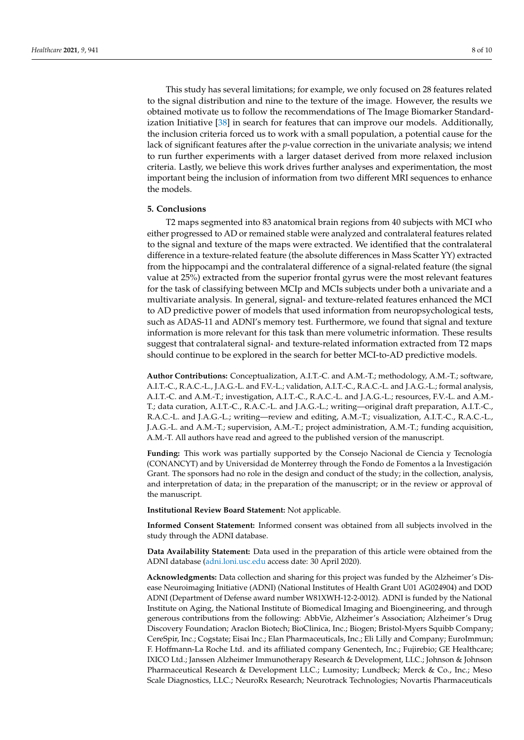This study has several limitations; for example, we only focused on 28 features related to the signal distribution and nine to the texture of the image. However, the results we obtained motivate us to follow the recommendations of The Image Biomarker Standardization Initiative [38] in search for features that can improve our models. Additionally, the inclusion criteria forced us to work with a small population, a potential cause for the lack of significant features after the *p*-value correction in the univariate analysis; we intend to run further experiments with a larger dataset derived from more relaxed inclusion criteria. Lastly, we believe this work drives further analyses and experimentation, the most important being the inclusion of information from two different MRI sequences to enhance the models.

## 5. Conclusions

T2 maps segmented into 83 anatomical brain regions from 40 subjects with MCI who either progressed to AD or remained stable were analyzed and contralateral features related to the signal and texture of the maps were extracted. We identified that the contralateral difference in a texture-related feature (the absolute differences in Mass Scatter YY) extracted from the hippocampi and the contralateral difference of a signal-related feature (the signal value at 25%) extracted from the superior frontal gyrus were the most relevant features for the task of classifying between MCIp and MCIs subjects under both a univariate and a multivariate analysis. In general, signal- and texture-related features enhanced the MCI to AD predictive power of models that used information from neuropsychological tests, such as ADAS-11 and ADNI's memory test. Furthermore, we found that signal and texture information is more relevant for this task than mere volumetric information. These results suggest that contralateral signal- and texture-related information extracted from T2 maps should continue to be explored in the search for better MCI-to-AD predictive models.

**Author Contributions:** Conceptualization, A.I.T.-C. and A.M.-T.; methodology, A.M.-T.; software, A.I.T.-C., R.A.C.-L., J.A.G.-L. and F.V.-L.; validation, A.I.T.-C., R.A.C.-L. and J.A.G.-L.; formal analysis, A.I.T.-C. and A.M.-T.; investigation, A.I.T.-C., R.A.C.-L. and J.A.G.-L.; resources, F.V.-L. and A.M.-T.; data curation, A.I.T.-C., R.A.C.-L. and J.A.G.-L.; writing—original draft preparation, A.I.T.-C., R.A.C.-L. and J.A.G.-L.; writing—review and editing, A.M.-T.; visualization, A.I.T.-C., R.A.C.-L., J.A.G.-L. and A.M.-T.; supervision, A.M.-T.; project administration, A.M.-T.; funding acquisition, A.M.-T. All authors have read and agreed to the published version of the manuscript.

**Funding:** This work was partially supported by the Consejo Nacional de Ciencia y Tecnología (CONANCYT) and by Universidad de Monterrey through the Fondo de Fomentos a la Investigación Grant. The sponsors had no role in the design and conduct of the study; in the collection, analysis, and interpretation of data; in the preparation of the manuscript; or in the review or approval of the manuscript.

**Institutional Review Board Statement:** Not applicable.

**Informed Consent Statement:** Informed consent was obtained from all subjects involved in the study through the ADNI database.

**Data Availability Statement:** Data used in the preparation of this article were obtained from the ADNI database (adni.loni.usc.edu access date: 30 April 2020).

**Acknowledgments:** Data collection and sharing for this project was funded by the Alzheimer's Disease Neuroimaging Initiative (ADNI) (National Institutes of Health Grant U01 AG024904) and DOD ADNI (Department of Defense award number W81XWH-12-2-0012). ADNI is funded by the National Institute on Aging, the National Institute of Biomedical Imaging and Bioengineering, and through generous contributions from the following: AbbVie, Alzheimer's Association; Alzheimer's Drug Discovery Foundation; Araclon Biotech; BioClinica, Inc.; Biogen; Bristol-Myers Squibb Company; CereSpir, Inc.; Cogstate; Eisai Inc.; Elan Pharmaceuticals, Inc.; Eli Lilly and Company; EuroImmun; F. Hoffmann-La Roche Ltd. and its affiliated company Genentech, Inc.; Fujirebio; GE Healthcare; IXICO Ltd.; Janssen Alzheimer Immunotherapy Research & Development, LLC.; Johnson & Johnson Pharmaceutical Research & Development LLC.; Lumosity; Lundbeck; Merck & Co., Inc.; Meso Scale Diagnostics, LLC.; NeuroRx Research; Neurotrack Technologies; Novartis Pharmaceuticals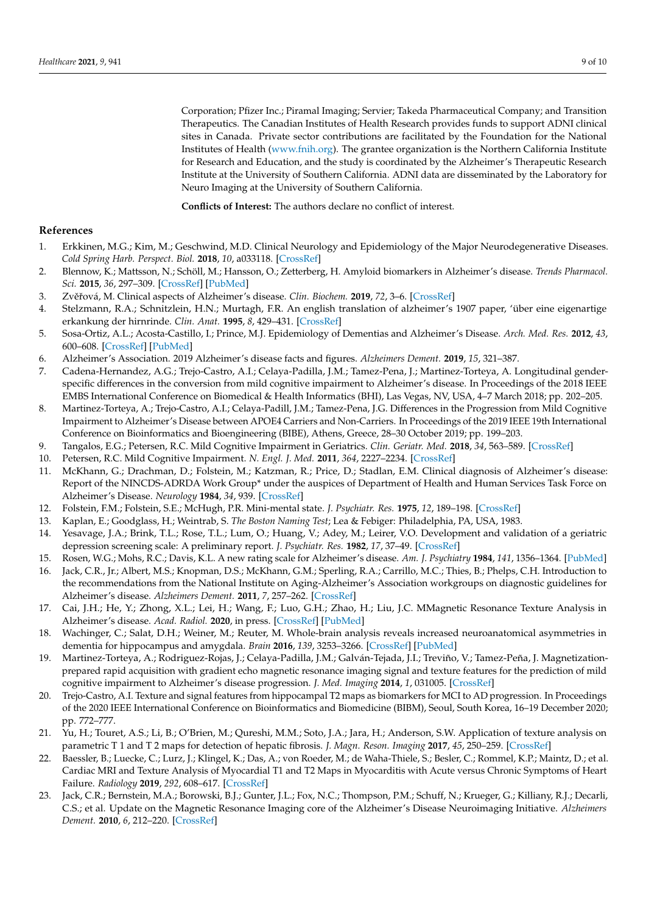Corporation; Pfizer Inc.; Piramal Imaging; Servier; Takeda Pharmaceutical Company; and Transition Therapeutics. The Canadian Institutes of Health Research provides funds to support ADNI clinical sites in Canada. Private sector contributions are facilitated by the Foundation for the National Institutes of Health (www.fnih.org). The grantee organization is the Northern California Institute for Research and Education, and the study is coordinated by the Alzheimer's Therapeutic Research Institute at the University of Southern California. ADNI data are disseminated by the Laboratory for Neuro Imaging at the University of Southern California.

**Conflicts of Interest:** The authors declare no conflict of interest.

## References

1. Erkkinen, M.G.; Kim, M.; Geschwind, M.D. Clinical Neurology and Epidemiology of the Major Neurodegenerative Diseases. *Cold Spring Harb. Perspect. Biol.* **2018**, *10*, a033118. [CrossRef]
2. Blennow, K.; Mattsson, N.; Schöll, M.; Hansson, O.; Zetterberg, H. Amyloid biomarkers in Alzheimer's disease. *Trends Pharmacol. Sci.* **2015**, *36*, 297–309. [CrossRef] [PubMed]
3. Zvěřová, M. Clinical aspects of Alzheimer's disease. *Clin. Biochem.* **2019**, *72*, 3–6. [CrossRef]
4. Stelzmann, R.A.; Schnitzlein, H.N.; Murtagh, F.R. An english translation of alzheimer's 1907 paper, 'über eine eigenartige erkankung der hirnrinde. *Clin. Anat.* **1995**, *8*, 429–431. [CrossRef]
5. Sosa-Ortiz, A.L.; Acosta-Castillo, I.; Prince, M.J. Epidemiology of Dementias and Alzheimer's Disease. *Arch. Med. Res.* **2012**, *43*, 600–608. [CrossRef] [PubMed]
6. Alzheimer's Association. 2019 Alzheimer's disease facts and figures. *Alzheimers Dement.* **2019**, *15*, 321–387.
7. Cadena-Hernandez, A.G.; Trejo-Castro, A.I.; Celaya-Padilla, J.M.; Tamez-Pena, J.; Martinez-Torteya, A. Longitudinal gender-specific differences in the conversion from mild cognitive impairment to Alzheimer's disease. In Proceedings of the 2018 IEEE EMBS International Conference on Biomedical & Health Informatics (BHI), Las Vegas, NV, USA, 4–7 March 2018; pp. 202–205.
8. Martinez-Torteya, A.; Trejo-Castro, A.I.; Celaya-Padill, J.M.; Tamez-Pena, J.G. Differences in the Progression from Mild Cognitive Impairment to Alzheimer's Disease between APOE4 Carriers and Non-Carriers. In Proceedings of the 2019 IEEE 19th International Conference on Bioinformatics and Bioengineering (BIBE), Athens, Greece, 28–30 October 2019; pp. 199–203.
9. Tangalos, E.G.; Petersen, R.C. Mild Cognitive Impairment in Geriatrics. *Clin. Geriatr. Med.* **2018**, *34*, 563–589. [CrossRef]
10. Petersen, R.C. Mild Cognitive Impairment. *N. Engl. J. Med.* **2011**, *364*, 2227–2234. [CrossRef]
11. McKhann, G.; Drachman, D.; Folstein, M.; Katzman, R.; Price, D.; Stadlan, E.M. Clinical diagnosis of Alzheimer's disease: Report of the NINCDS-ADRDA Work Group* under the auspices of Department of Health and Human Services Task Force on Alzheimer's Disease. *Neurology* **1984**, *34*, 939. [CrossRef]
12. Folstein, F.M.; Folstein, S.E.; McHugh, P.R. Mini-mental state. *J. Psychiatr. Res.* **1975**, *12*, 189–198. [CrossRef]
13. Kaplan, E.; Goodglass, H.; Weintrab, S. *The Boston Naming Test*; Lea & Febiger: Philadelphia, PA, USA, 1983.
14. Yesavage, J.A.; Brink, T.L.; Rose, T.L.; Lum, O.; Huang, V.; Adey, M.; Leirer, V.O. Development and validation of a geriatric depression screening scale: A preliminary report. *J. Psychiatr. Res.* **1982**, *17*, 37–49. [CrossRef]
15. Rosen, W.G.; Mohs, R.C.; Davis, K.L. A new rating scale for Alzheimer's disease. *Am. J. Psychiatry* **1984**, *141*, 1356–1364. [PubMed]
16. Jack, C.R., Jr.; Albert, M.S.; Knopman, D.S.; McKhann, G.M.; Sperling, R.A.; Carrillo, M.C.; Thies, B.; Phelps, C.H. Introduction to the recommendations from the National Institute on Aging-Alzheimer's Association workgroups on diagnostic guidelines for Alzheimer's disease. *Alzheimers Dement.* **2011**, *7*, 257–262. [CrossRef]
17. Cai, J.H.; He, Y.; Zhong, X.L.; Lei, H.; Wang, F.; Luo, G.H.; Zhao, H.; Liu, J.C. MMagnetic Resonance Texture Analysis in Alzheimer's disease. *Acad. Radiol.* **2020**, in press. [CrossRef] [PubMed]
18. Wachinger, C.; Salat, D.H.; Weiner, M.; Reuter, M. Whole-brain analysis reveals increased neuroanatomical asymmetries in dementia for hippocampus and amygdala. *Brain* **2016**, *139*, 3253–3266. [CrossRef] [PubMed]
19. Martinez-Torteya, A.; Rodriguez-Rojas, J.; Celaya-Padilla, J.M.; Galván-Tejada, J.I.; Treviño, V.; Tamez-Peña, J. Magnetization-prepared rapid acquisition with gradient echo magnetic resonance imaging signal and texture features for the prediction of mild cognitive impairment to Alzheimer's disease progression. *J. Med. Imaging* **2014**, *1*, 031005. [CrossRef]
20. Trejo-Castro, A.I. Texture and signal features from hippocampal T2 maps as biomarkers for MCI to AD progression. In Proceedings of the 2020 IEEE International Conference on Bioinformatics and Biomedicine (BIBM), Seoul, South Korea, 16–19 December 2020; pp. 772–777.
21. Yu, H.; Touret, A.S.; Li, B.; O'Brien, M.; Qureshi, M.M.; Soto, J.A.; Jara, H.; Anderson, S.W. Application of texture analysis on parametric T 1 and T 2 maps for detection of hepatic fibrosis. *J. Magn. Reson. Imaging* **2017**, *45*, 250–259. [CrossRef]
22. Baessler, B.; Luecke, C.; Lurz, J.; Klingel, K.; Das, A.; von Roeder, M.; de Waha-Thiele, S.; Besler, C.; Rommel, K.P.; Maintz, D.; et al. Cardiac MRI and Texture Analysis of Myocardial T1 and T2 Maps in Myocarditis with Acute versus Chronic Symptoms of Heart Failure. *Radiology* **2019**, *292*, 608–617. [CrossRef]
23. Jack, C.R.; Bernstein, M.A.; Borowski, B.J.; Gunter, J.L.; Fox, N.C.; Thompson, P.M.; Schuff, N.; Krueger, G.; Killiany, R.J.; Decarli, C.S.; et al. Update on the Magnetic Resonance Imaging core of the Alzheimer's Disease Neuroimaging Initiative. *Alzheimers Dement.* **2010**, *6*, 212–220. [CrossRef]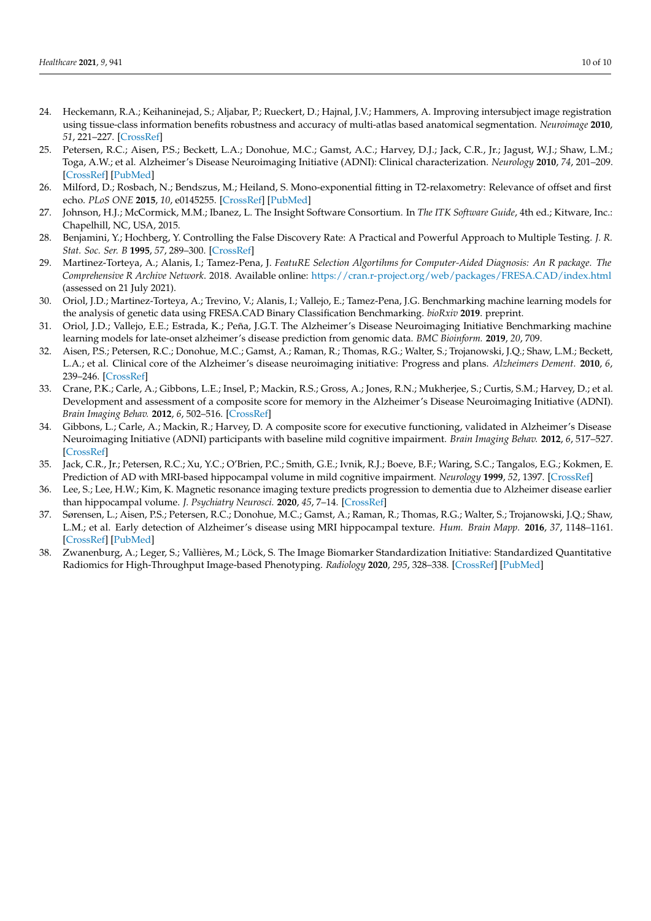24. Heckemann, R.A.; Keihaninejad, S.; Aljabar, P.; Rueckert, D.; Hajnal, J.V.; Hammers, A. Improving intersubject image registration using tissue-class information benefits robustness and accuracy of multi-atlas based anatomical segmentation. *Neuroimage* **2010**, *51*, 221–227. [CrossRef]
25. Petersen, R.C.; Aisen, P.S.; Beckett, L.A.; Donohue, M.C.; Gamst, A.C.; Harvey, D.J.; Jack, C.R., Jr.; Jagust, W.J.; Shaw, L.M.; Toga, A.W.; et al. Alzheimer's Disease Neuroimaging Initiative (ADNI): Clinical characterization. *Neurology* **2010**, *74*, 201–209. [CrossRef] [PubMed]
26. Milford, D.; Rosbach, N.; Bendszus, M.; Heiland, S. Mono-exponential fitting in T2-relaxometry: Relevance of offset and first echo. *PLoS ONE* **2015**, *10*, e0145255. [CrossRef] [PubMed]
27. Johnson, H.J.; McCormick, M.M.; Ibanez, L. The Insight Software Consortium. In *The ITK Software Guide*, 4th ed.; Kitware, Inc.: Chapelhill, NC, USA, 2015.
28. Benjamini, Y.; Hochberg, Y. Controlling the False Discovery Rate: A Practical and Powerful Approach to Multiple Testing. *J. R. Stat. Soc. Ser. B* **1995**, *57*, 289–300. [CrossRef]
29. Martinez-Torteya, A.; Alanis, I.; Tamez-Pena, J. *FeatuRE Selection Algortihms for Computer-Aided Diagnosis: An R package. The Comprehensive R Archive Network*. 2018. Available online: https://cran.r-project.org/web/packages/FRESA.CAD/index.html (assessed on 21 July 2021).
30. Oriol, J.D.; Martinez-Torteya, A.; Trevino, V.; Alanis, I.; Vallejo, E.; Tamez-Pena, J.G. Benchmarking machine learning models for the analysis of genetic data using FRESA.CAD Binary Classification Benchmarking. *bioRxiv* **2019**. preprint.
31. Oriol, J.D.; Vallejo, E.E.; Estrada, K.; Peña, J.G.T. The Alzheimer's Disease Neuroimaging Initiative Benchmarking machine learning models for late-onset alzheimer's disease prediction from genomic data. *BMC Bioinform.* **2019**, *20*, 709.
32. Aisen, P.S.; Petersen, R.C.; Donohue, M.C.; Gamst, A.; Raman, R.; Thomas, R.G.; Walter, S.; Trojanowski, J.Q.; Shaw, L.M.; Beckett, L.A.; et al. Clinical core of the Alzheimer's disease neuroimaging initiative: Progress and plans. *Alzheimers Dement.* **2010**, *6*, 239–246. [CrossRef]
33. Crane, P.K.; Carle, A.; Gibbons, L.E.; Insel, P.; Mackin, R.S.; Gross, A.; Jones, R.N.; Mukherjee, S.; Curtis, S.M.; Harvey, D.; et al. Development and assessment of a composite score for memory in the Alzheimer's Disease Neuroimaging Initiative (ADNI). *Brain Imaging Behav.* **2012**, *6*, 502–516. [CrossRef]
34. Gibbons, L.; Carle, A.; Mackin, R.; Harvey, D. A composite score for executive functioning, validated in Alzheimer's Disease Neuroimaging Initiative (ADNI) participants with baseline mild cognitive impairment. *Brain Imaging Behav.* **2012**, *6*, 517–527. [CrossRef]
35. Jack, C.R., Jr.; Petersen, R.C.; Xu, Y.C.; O'Brien, P.C.; Smith, G.E.; Ivnik, R.J.; Boeve, B.F.; Waring, S.C.; Tangalos, E.G.; Kokmen, E. Prediction of AD with MRI-based hippocampal volume in mild cognitive impairment. *Neurology* **1999**, *52*, 1397. [CrossRef]
36. Lee, S.; Lee, H.W.; Kim, K. Magnetic resonance imaging texture predicts progression to dementia due to Alzheimer disease earlier than hippocampal volume. *J. Psychiatry Neurosci.* **2020**, *45*, 7–14. [CrossRef]
37. Sørensen, L.; Aisen, P.S.; Petersen, R.C.; Donohue, M.C.; Gamst, A.; Raman, R.; Thomas, R.G.; Walter, S.; Trojanowski, J.Q.; Shaw, L.M.; et al. Early detection of Alzheimer's disease using MRI hippocampal texture. *Hum. Brain Mapp.* **2016**, *37*, 1148–1161. [CrossRef] [PubMed]
38. Zwanenburg, A.; Leger, S.; Vallières, M.; Löck, S. The Image Biomarker Standardization Initiative: Standardized Quantitative Radiomics for High-Throughput Image-based Phenotyping. *Radiology* **2020**, *295*, 328–338. [CrossRef] [PubMed]